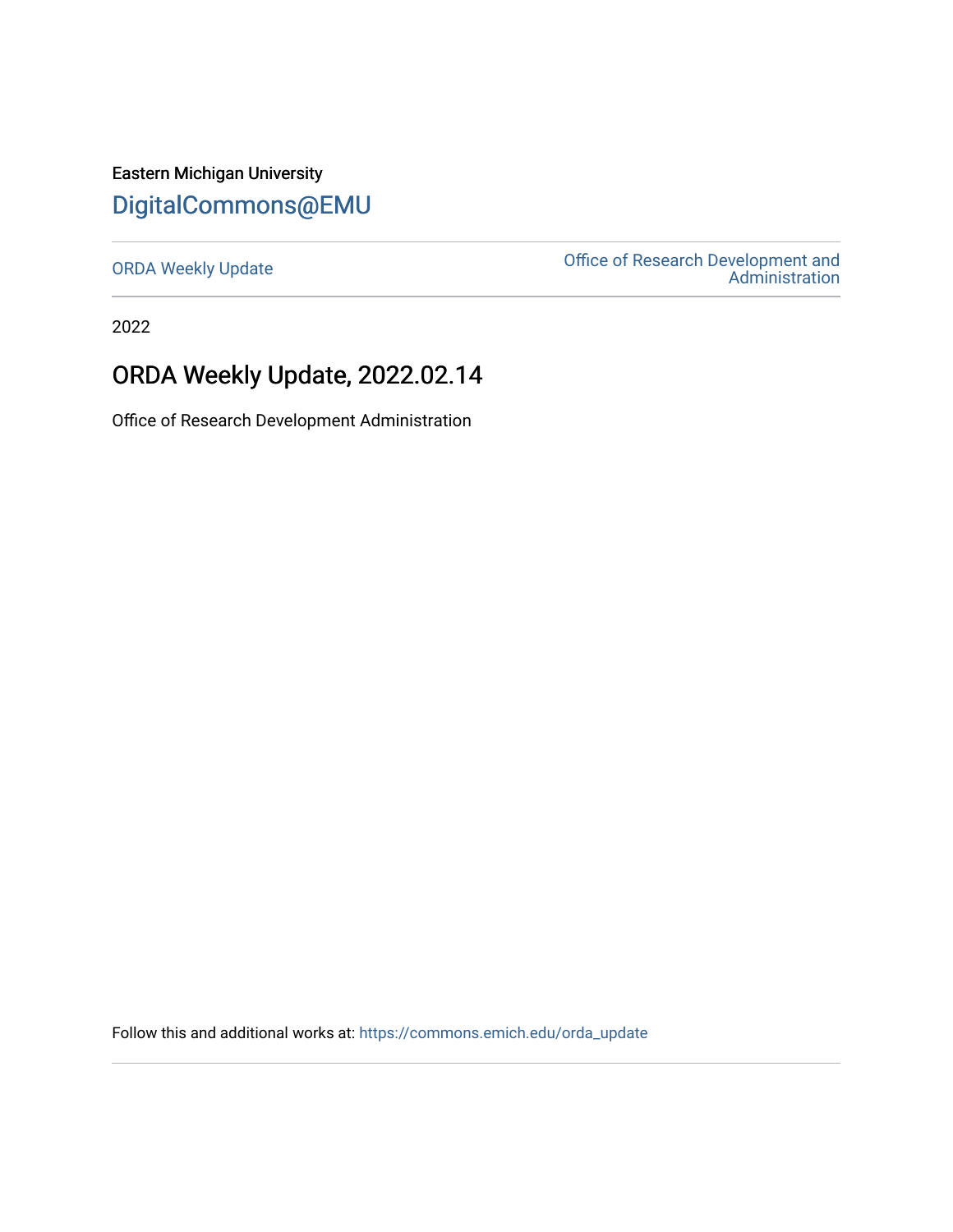Eastern Michigan University

# DigitalCommons@EMU

ORDA Weekly Update

Office of Research Development and Administration

2022

## ORDA Weekly Update, 2022.02.14

Office of Research Development Administration

Follow this and additional works at: https://commons.emich.edu/orda_update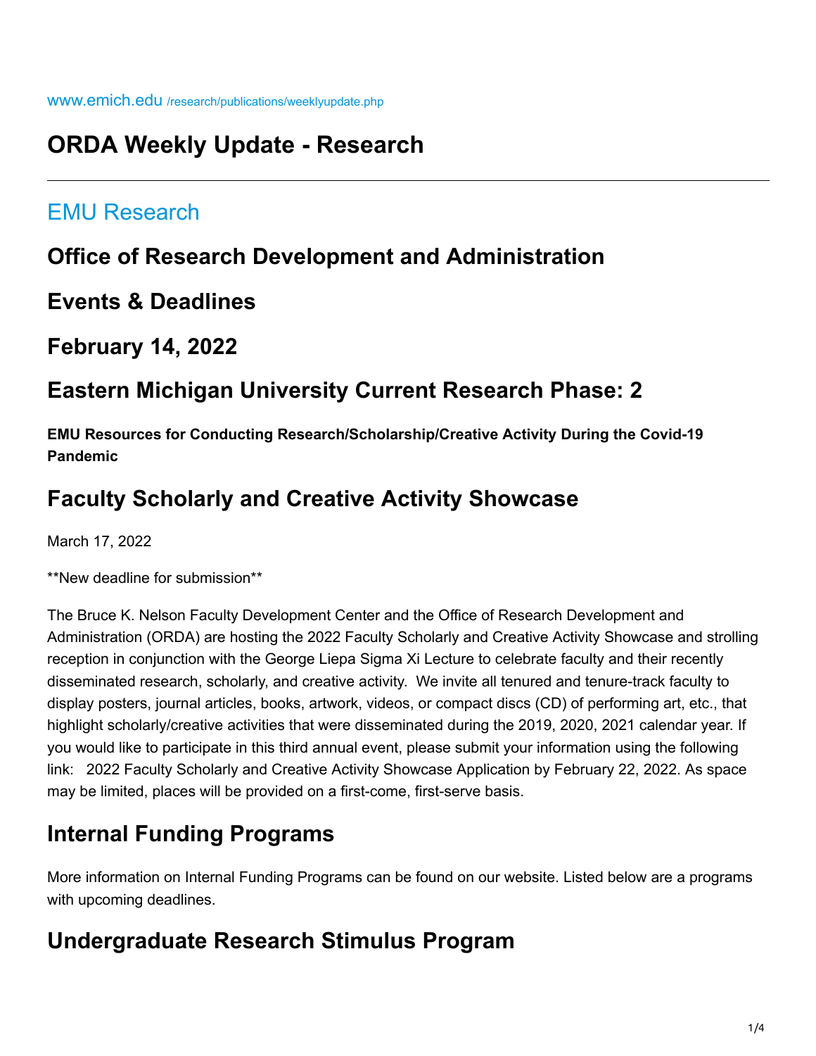www.emich.edu /research/publications/weeklyupdate.php

# ORDA Weekly Update - Research

## EMU Research

## Office of Research Development and Administration

## Events & Deadlines

## February 14, 2022

## Eastern Michigan University Current Research Phase: 2

**EMU Resources for Conducting Research/Scholarship/Creative Activity During the Covid-19 Pandemic**

## Faculty Scholarly and Creative Activity Showcase

March 17, 2022

**New deadline for submission**

The Bruce K. Nelson Faculty Development Center and the Office of Research Development and Administration (ORDA) are hosting the 2022 Faculty Scholarly and Creative Activity Showcase and strolling reception in conjunction with the George Liepa Sigma Xi Lecture to celebrate faculty and their recently disseminated research, scholarly, and creative activity. We invite all tenured and tenure-track faculty to display posters, journal articles, books, artwork, videos, or compact discs (CD) of performing art, etc., that highlight scholarly/creative activities that were disseminated during the 2019, 2020, 2021 calendar year. If you would like to participate in this third annual event, please submit your information using the following link: 2022 Faculty Scholarly and Creative Activity Showcase Application by February 22, 2022. As space may be limited, places will be provided on a first-come, first-serve basis.

## Internal Funding Programs

More information on Internal Funding Programs can be found on our website. Listed below are a programs with upcoming deadlines.

## Undergraduate Research Stimulus Program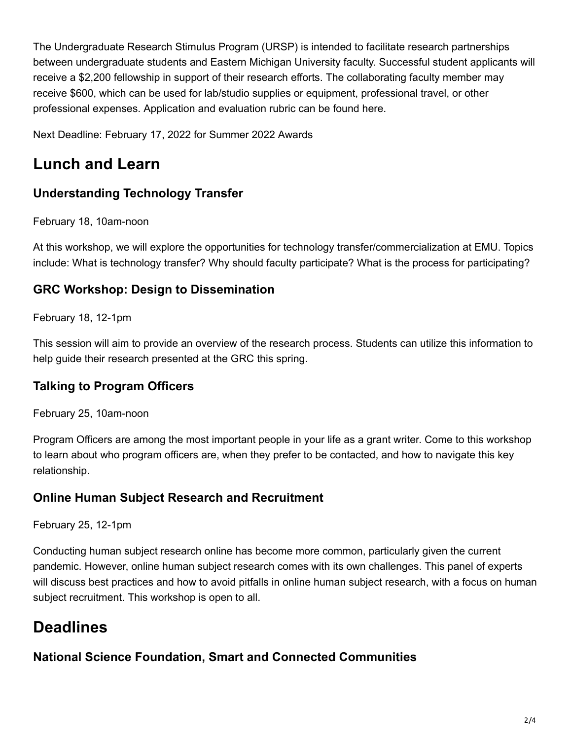The Undergraduate Research Stimulus Program (URSP) is intended to facilitate research partnerships between undergraduate students and Eastern Michigan University faculty. Successful student applicants will receive a $2,200 fellowship in support of their research efforts. The collaborating faculty member may receive $600, which can be used for lab/studio supplies or equipment, professional travel, or other professional expenses. Application and evaluation rubric can be found here.

Next Deadline: February 17, 2022 for Summer 2022 Awards

## Lunch and Learn

### Understanding Technology Transfer

February 18, 10am-noon

At this workshop, we will explore the opportunities for technology transfer/commercialization at EMU. Topics include: What is technology transfer? Why should faculty participate? What is the process for participating?

### GRC Workshop: Design to Dissemination

February 18, 12-1pm

This session will aim to provide an overview of the research process. Students can utilize this information to help guide their research presented at the GRC this spring.

### Talking to Program Officers

February 25, 10am-noon

Program Officers are among the most important people in your life as a grant writer. Come to this workshop to learn about who program officers are, when they prefer to be contacted, and how to navigate this key relationship.

### Online Human Subject Research and Recruitment

February 25, 12-1pm

Conducting human subject research online has become more common, particularly given the current pandemic. However, online human subject research comes with its own challenges. This panel of experts will discuss best practices and how to avoid pitfalls in online human subject research, with a focus on human subject recruitment. This workshop is open to all.

## Deadlines

### National Science Foundation, Smart and Connected Communities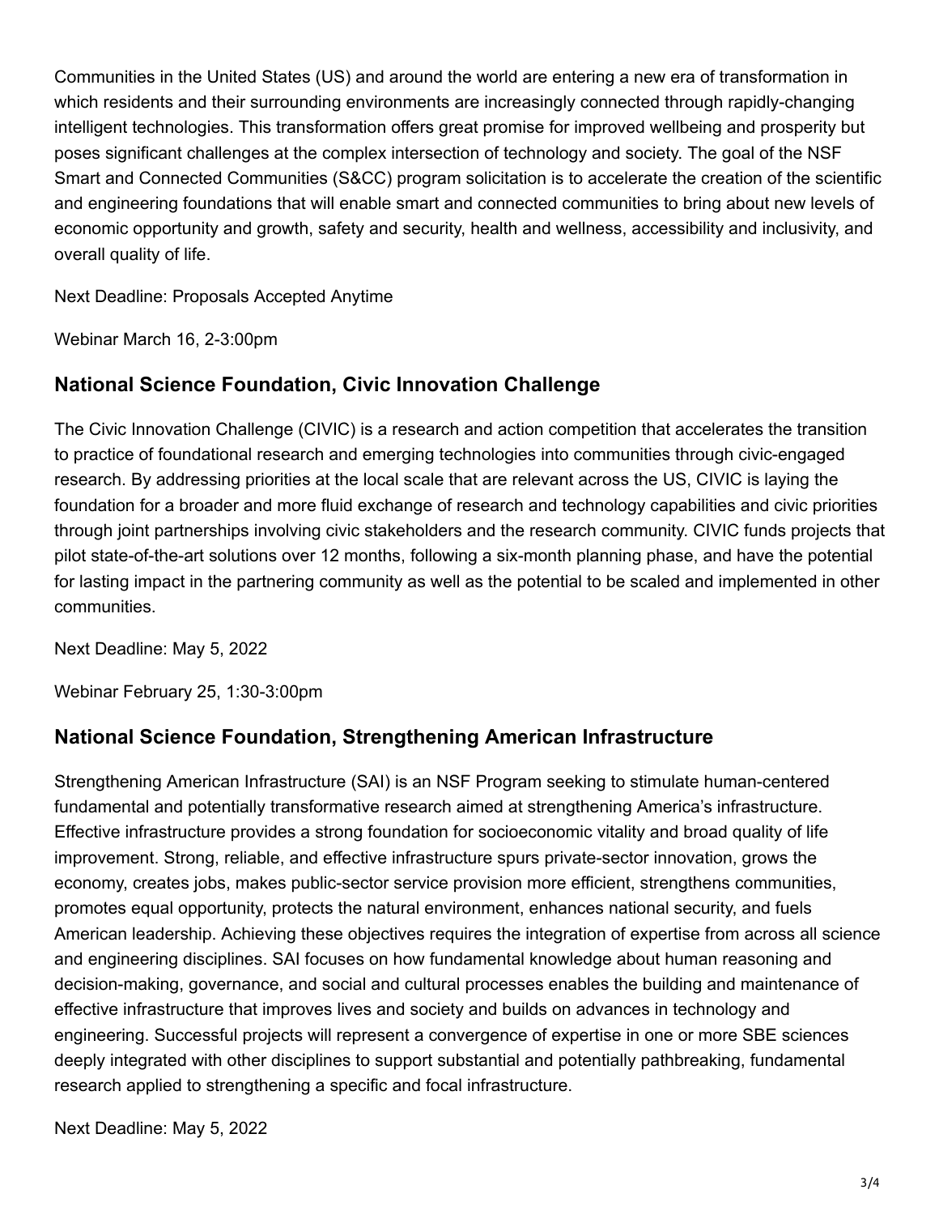Communities in the United States (US) and around the world are entering a new era of transformation in which residents and their surrounding environments are increasingly connected through rapidly-changing intelligent technologies. This transformation offers great promise for improved wellbeing and prosperity but poses significant challenges at the complex intersection of technology and society. The goal of the NSF Smart and Connected Communities (S&CC) program solicitation is to accelerate the creation of the scientific and engineering foundations that will enable smart and connected communities to bring about new levels of economic opportunity and growth, safety and security, health and wellness, accessibility and inclusivity, and overall quality of life.

Next Deadline: Proposals Accepted Anytime

Webinar March 16, 2-3:00pm

## National Science Foundation, Civic Innovation Challenge

The Civic Innovation Challenge (CIVIC) is a research and action competition that accelerates the transition to practice of foundational research and emerging technologies into communities through civic-engaged research. By addressing priorities at the local scale that are relevant across the US, CIVIC is laying the foundation for a broader and more fluid exchange of research and technology capabilities and civic priorities through joint partnerships involving civic stakeholders and the research community. CIVIC funds projects that pilot state-of-the-art solutions over 12 months, following a six-month planning phase, and have the potential for lasting impact in the partnering community as well as the potential to be scaled and implemented in other communities.

Next Deadline: May 5, 2022

Webinar February 25, 1:30-3:00pm

## National Science Foundation, Strengthening American Infrastructure

Strengthening American Infrastructure (SAI) is an NSF Program seeking to stimulate human-centered fundamental and potentially transformative research aimed at strengthening America's infrastructure. Effective infrastructure provides a strong foundation for socioeconomic vitality and broad quality of life improvement. Strong, reliable, and effective infrastructure spurs private-sector innovation, grows the economy, creates jobs, makes public-sector service provision more efficient, strengthens communities, promotes equal opportunity, protects the natural environment, enhances national security, and fuels American leadership. Achieving these objectives requires the integration of expertise from across all science and engineering disciplines. SAI focuses on how fundamental knowledge about human reasoning and decision-making, governance, and social and cultural processes enables the building and maintenance of effective infrastructure that improves lives and society and builds on advances in technology and engineering. Successful projects will represent a convergence of expertise in one or more SBE sciences deeply integrated with other disciplines to support substantial and potentially pathbreaking, fundamental research applied to strengthening a specific and focal infrastructure.

Next Deadline: May 5, 2022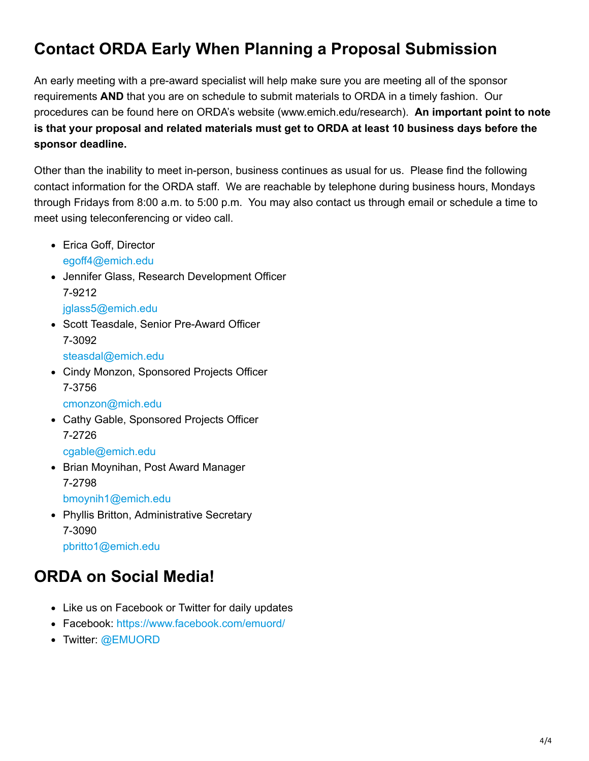## Contact ORDA Early When Planning a Proposal Submission

An early meeting with a pre-award specialist will help make sure you are meeting all of the sponsor requirements **AND** that you are on schedule to submit materials to ORDA in a timely fashion. Our procedures can be found here on ORDA's website (www.emich.edu/research). **An important point to note is that your proposal and related materials must get to ORDA at least 10 business days before the sponsor deadline.**

Other than the inability to meet in-person, business continues as usual for us. Please find the following contact information for the ORDA staff. We are reachable by telephone during business hours, Mondays through Fridays from 8:00 a.m. to 5:00 p.m. You may also contact us through email or schedule a time to meet using teleconferencing or video call.

- Erica Goff, Director
  egoff4@emich.edu
- Jennifer Glass, Research Development Officer
  7-9212
  jglass5@emich.edu
- Scott Teasdale, Senior Pre-Award Officer
  7-3092
  steasdal@emich.edu
- Cindy Monzon, Sponsored Projects Officer
  7-3756
  cmonzon@mich.edu
- Cathy Gable, Sponsored Projects Officer
  7-2726
  cgable@emich.edu
- Brian Moynihan, Post Award Manager
  7-2798
  bmoynih1@emich.edu
- Phyllis Britton, Administrative Secretary
  7-3090
  pbritto1@emich.edu

## ORDA on Social Media!

- Like us on Facebook or Twitter for daily updates
- Facebook: https://www.facebook.com/emuord/
- Twitter: @EMUORD